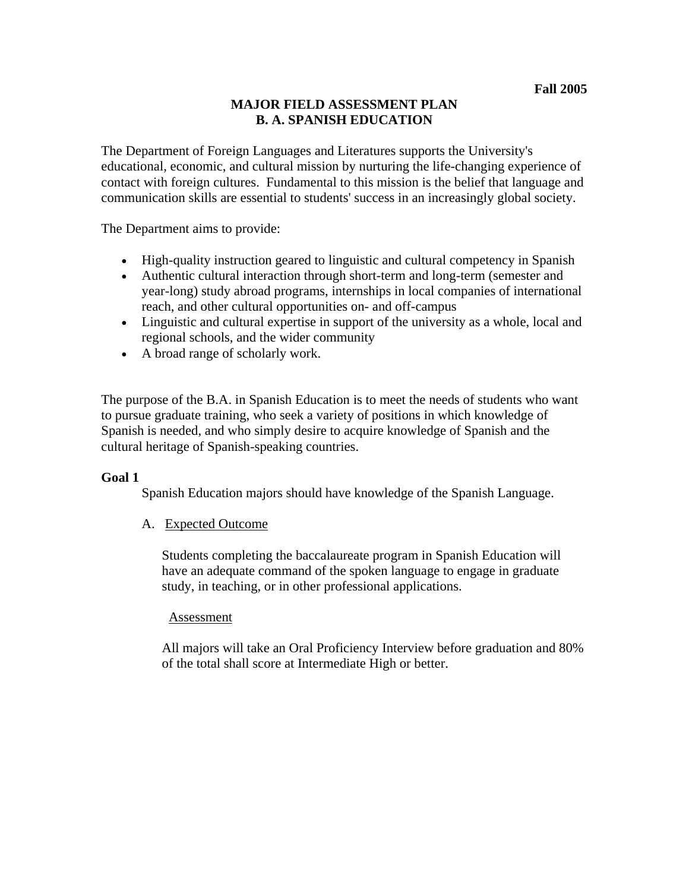**Fall 2005**

# MAJOR FIELD ASSESSMENT PLAN
# B. A. SPANISH EDUCATION

The Department of Foreign Languages and Literatures supports the University's educational, economic, and cultural mission by nurturing the life-changing experience of contact with foreign cultures. Fundamental to this mission is the belief that language and communication skills are essential to students' success in an increasingly global society.

The Department aims to provide:

- High-quality instruction geared to linguistic and cultural competency in Spanish
- Authentic cultural interaction through short-term and long-term (semester and year-long) study abroad programs, internships in local companies of international reach, and other cultural opportunities on- and off-campus
- Linguistic and cultural expertise in support of the university as a whole, local and regional schools, and the wider community
- A broad range of scholarly work.

The purpose of the B.A. in Spanish Education is to meet the needs of students who want to pursue graduate training, who seek a variety of positions in which knowledge of Spanish is needed, and who simply desire to acquire knowledge of Spanish and the cultural heritage of Spanish-speaking countries.

**Goal 1**

Spanish Education majors should have knowledge of the Spanish Language.

A. Expected Outcome

Students completing the baccalaureate program in Spanish Education will have an adequate command of the spoken language to engage in graduate study, in teaching, or in other professional applications.

Assessment

All majors will take an Oral Proficiency Interview before graduation and 80% of the total shall score at Intermediate High or better.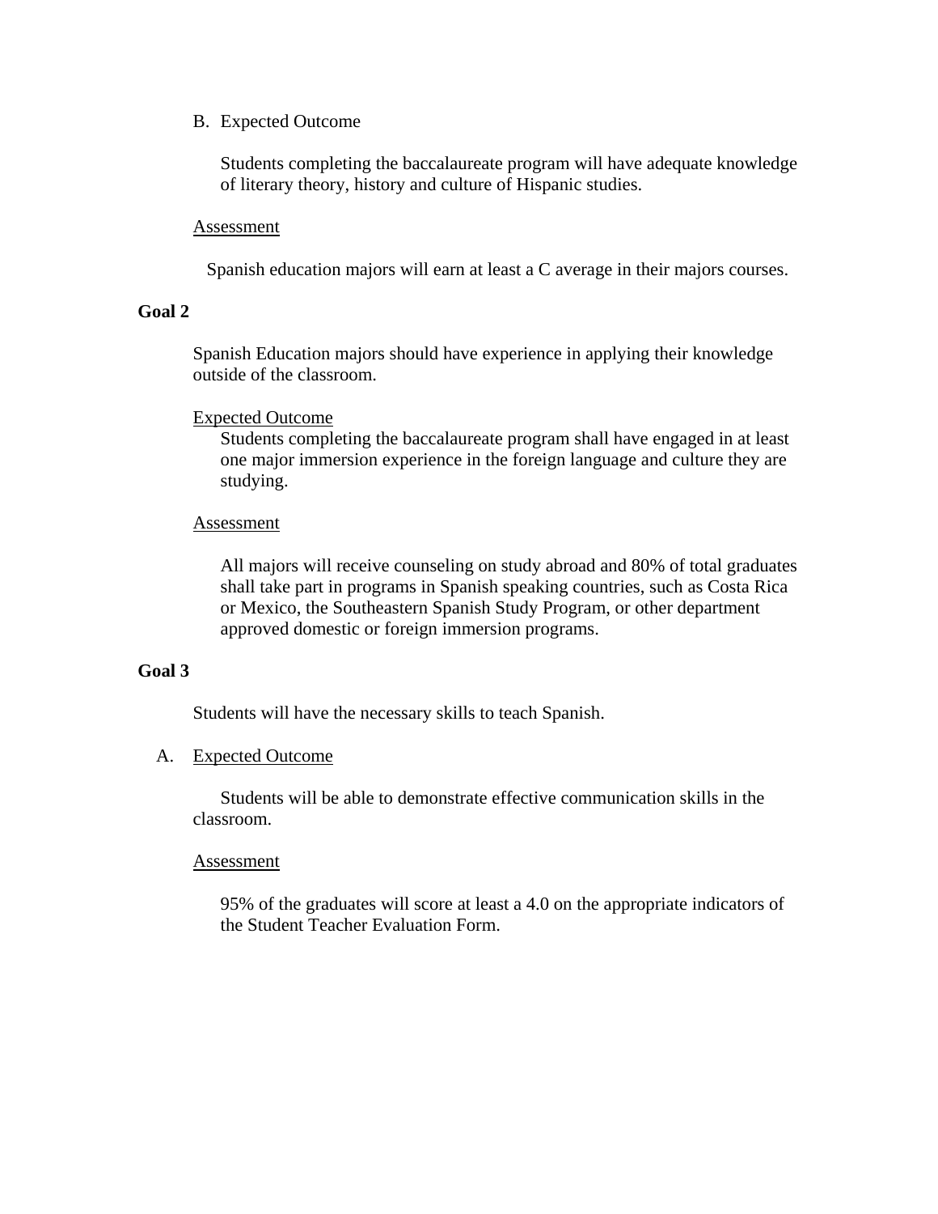B. Expected Outcome

Students completing the baccalaureate program will have adequate knowledge of literary theory, history and culture of Hispanic studies.

<u>Assessment</u>

Spanish education majors will earn at least a C average in their majors courses.

**Goal 2**

Spanish Education majors should have experience in applying their knowledge outside of the classroom.

<u>Expected Outcome</u>

Students completing the baccalaureate program shall have engaged in at least one major immersion experience in the foreign language and culture they are studying.

<u>Assessment</u>

All majors will receive counseling on study abroad and 80% of total graduates shall take part in programs in Spanish speaking countries, such as Costa Rica or Mexico, the Southeastern Spanish Study Program, or other department approved domestic or foreign immersion programs.

**Goal 3**

Students will have the necessary skills to teach Spanish.

A. <u>Expected Outcome</u>

Students will be able to demonstrate effective communication skills in the classroom.

<u>Assessment</u>

95% of the graduates will score at least a 4.0 on the appropriate indicators of the Student Teacher Evaluation Form.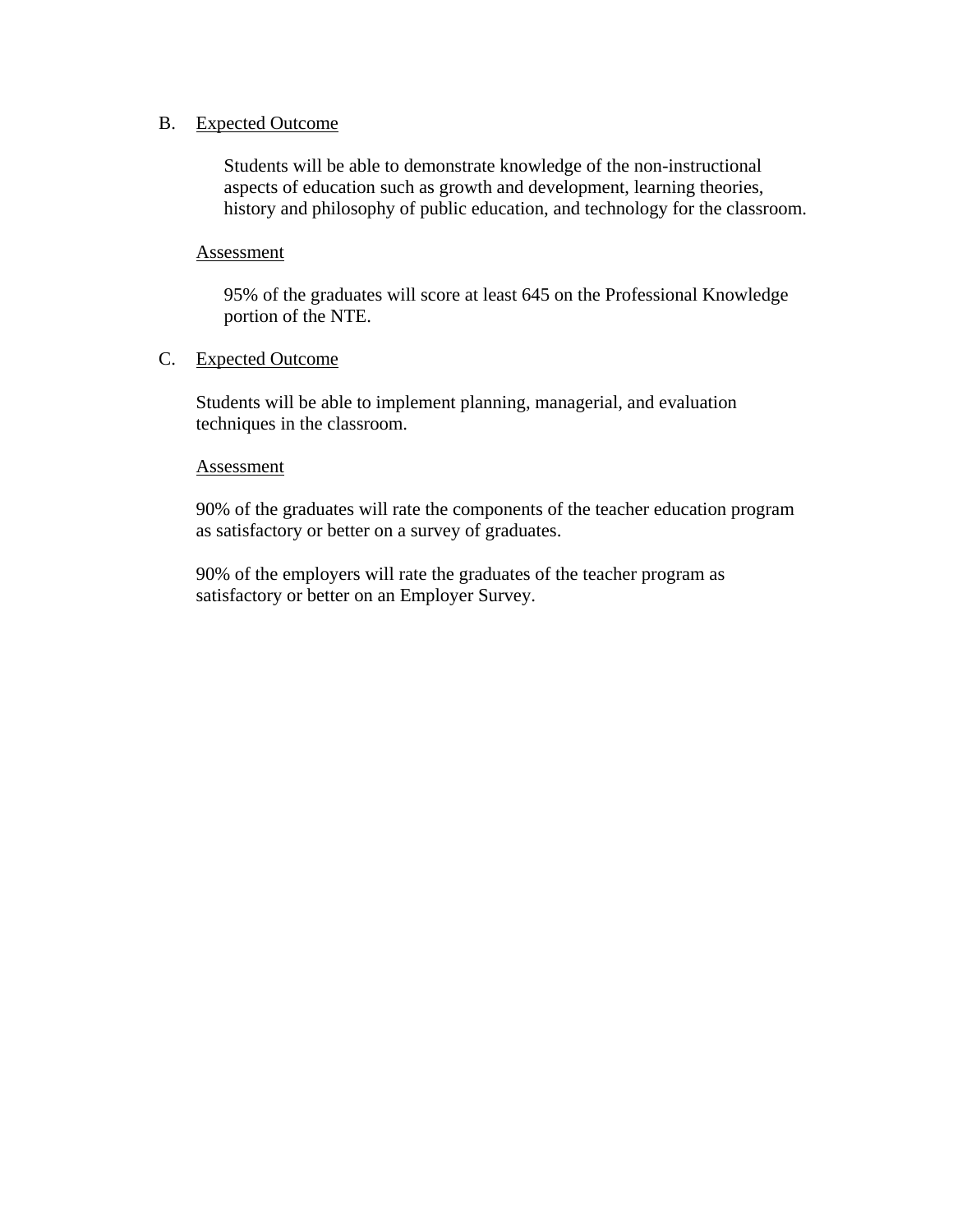B. Expected Outcome

Students will be able to demonstrate knowledge of the non-instructional aspects of education such as growth and development, learning theories, history and philosophy of public education, and technology for the classroom.

Assessment

95% of the graduates will score at least 645 on the Professional Knowledge portion of the NTE.

C. Expected Outcome

Students will be able to implement planning, managerial, and evaluation techniques in the classroom.

Assessment

90% of the graduates will rate the components of the teacher education program as satisfactory or better on a survey of graduates.

90% of the employers will rate the graduates of the teacher program as satisfactory or better on an Employer Survey.